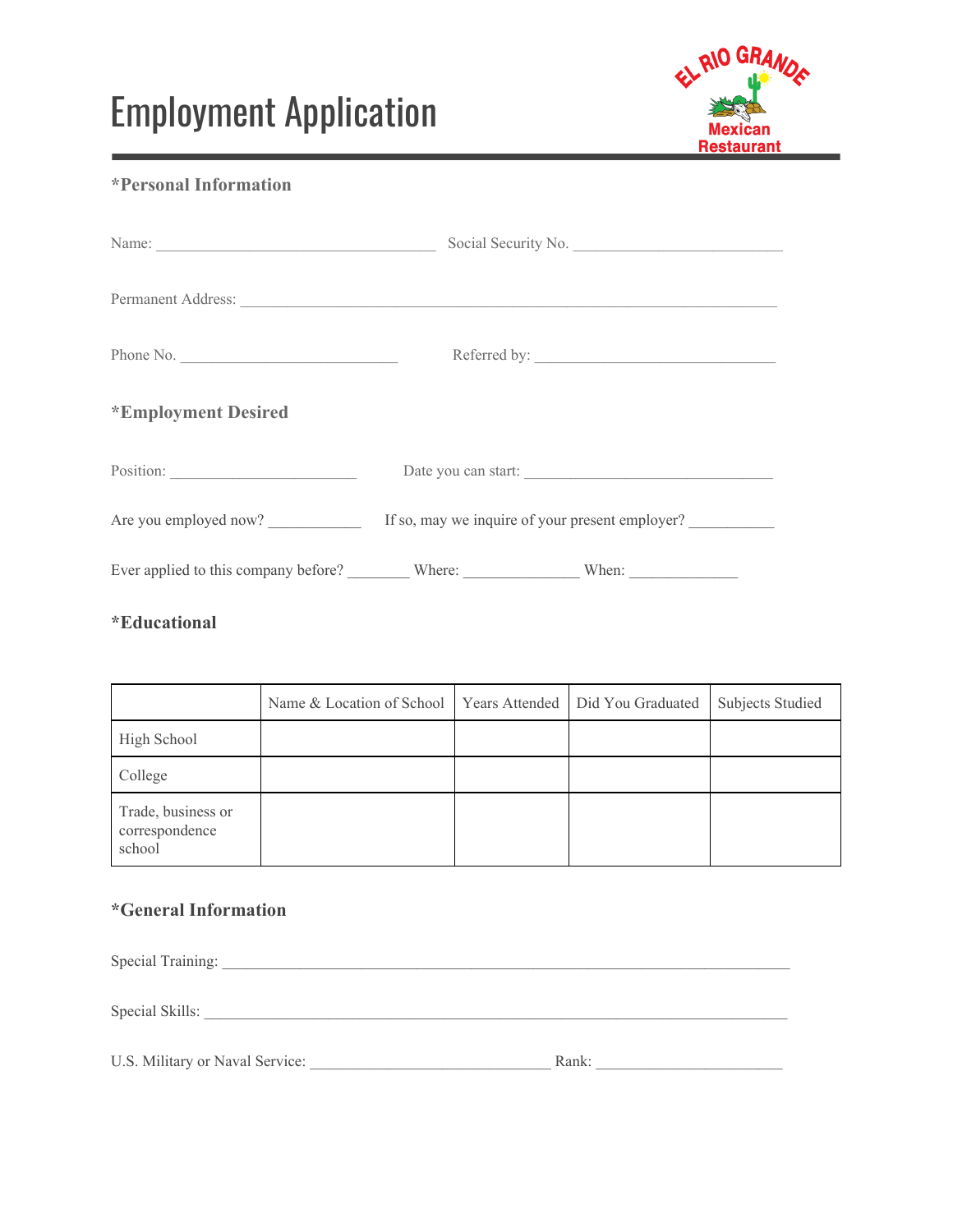# Employment Application

EL RIO GRANDE Mexican Restaurant

## *Personal Information

Name: ____________________________________ Social Security No. ___________________________

Permanent Address: _____________________________________________________________________

Phone No. ____________________________ Referred by: _______________________________

## *Employment Desired

Position: ________________________ Date you can start: ________________________________

Are you employed now? ____________ If so, may we inquire of your present employer? ___________

Ever applied to this company before? ________ Where: _______________ When: ______________

## *Educational

| | Name & Location of School | Years Attended | Did You Graduated | Subjects Studied |
|---|---|---|---|---|
| High School | | | | |
| College | | | | |
| Trade, business or correspondence school | | | | |

## *General Information

Special Training: ________________________________________________________________________

Special Skills: __________________________________________________________________________

U.S. Military or Naval Service: _______________________________ Rank: ________________________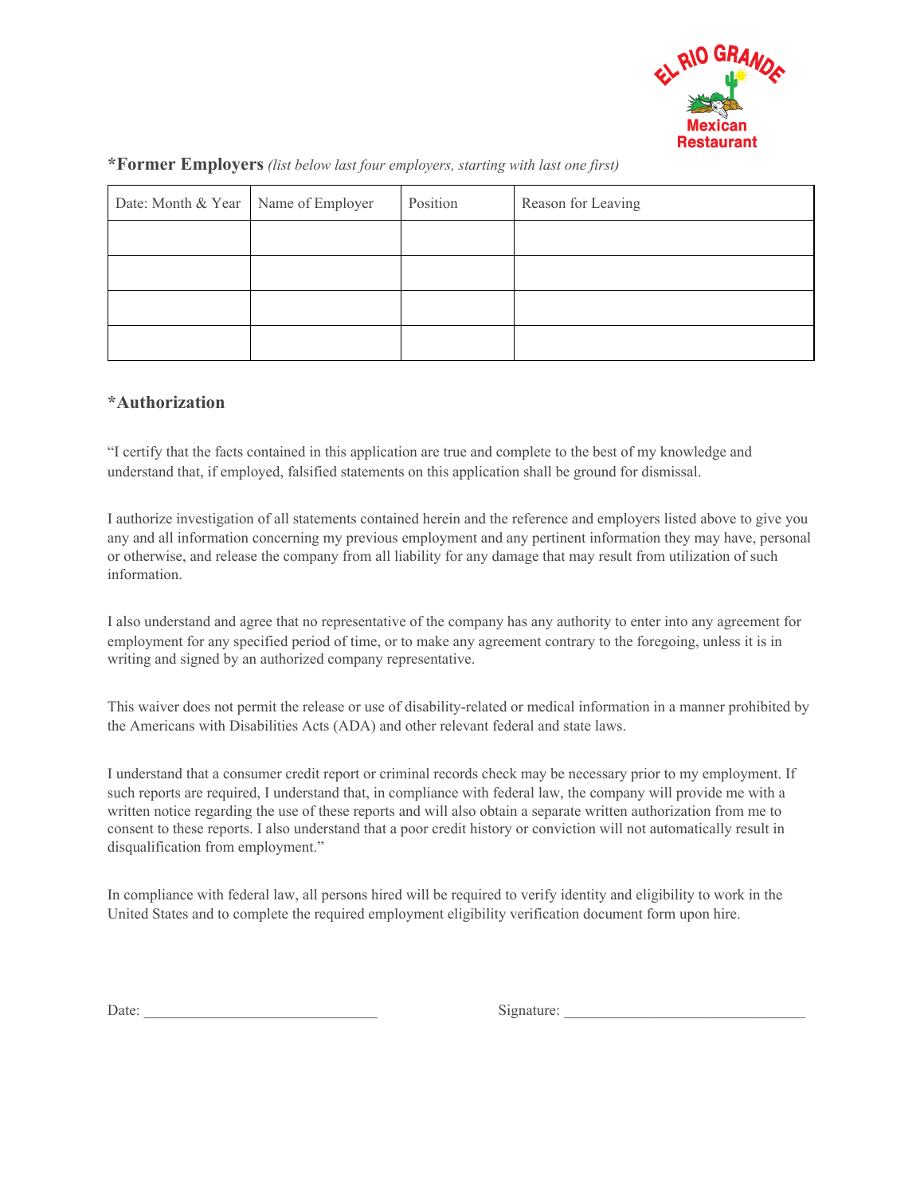**EL RIO GRANDE**
**Mexican Restaurant**

## *Former Employers *(list below last four employers, starting with last one first)*

| Date: Month & Year | Name of Employer | Position | Reason for Leaving |
|---|---|---|---|
| | | | |
| | | | |
| | | | |
| | | | |

## *Authorization

"I certify that the facts contained in this application are true and complete to the best of my knowledge and understand that, if employed, falsified statements on this application shall be ground for dismissal.

I authorize investigation of all statements contained herein and the reference and employers listed above to give you any and all information concerning my previous employment and any pertinent information they may have, personal or otherwise, and release the company from all liability for any damage that may result from utilization of such information.

I also understand and agree that no representative of the company has any authority to enter into any agreement for employment for any specified period of time, or to make any agreement contrary to the foregoing, unless it is in writing and signed by an authorized company representative.

This waiver does not permit the release or use of disability-related or medical information in a manner prohibited by the Americans with Disabilities Acts (ADA) and other relevant federal and state laws.

I understand that a consumer credit report or criminal records check may be necessary prior to my employment. If such reports are required, I understand that, in compliance with federal law, the company will provide me with a written notice regarding the use of these reports and will also obtain a separate written authorization from me to consent to these reports. I also understand that a poor credit history or conviction will not automatically result in disqualification from employment."

In compliance with federal law, all persons hired will be required to verify identity and eligibility to work in the United States and to complete the required employment eligibility verification document form upon hire.

Date: _______________________________ Signature: ________________________________